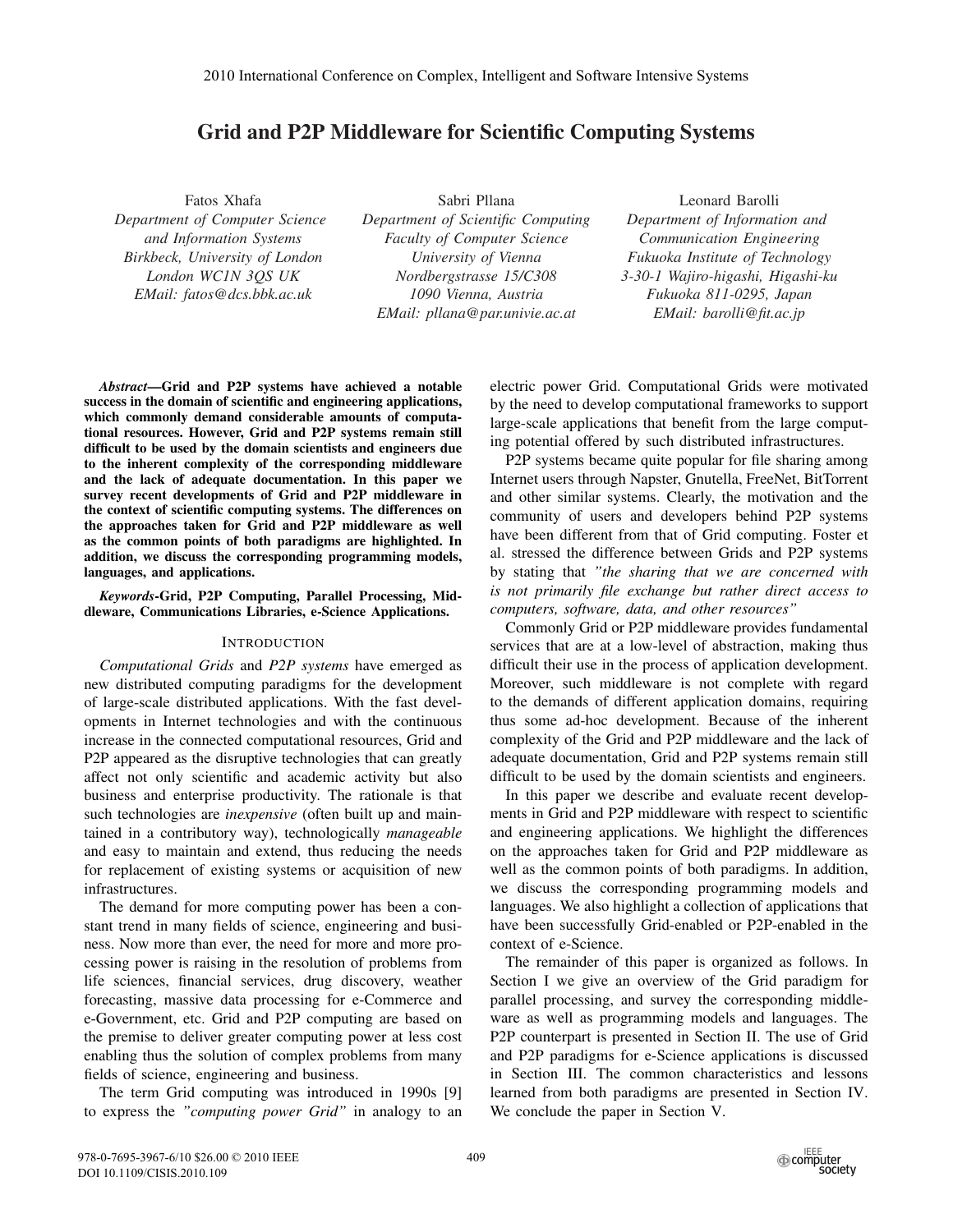# Grid and P2P Middleware for Scientific Computing Systems

Fatos Xhafa
*Department of Computer Science and Information Systems*
*Birkbeck, University of London*
*London WC1N 3QS UK*
*EMail: fatos@dcs.bbk.ac.uk*

Sabri Pllana
*Department of Scientific Computing*
*Faculty of Computer Science*
*University of Vienna*
*Nordbergstrasse 15/C308*
*1090 Vienna, Austria*
*EMail: pllana@par.univie.ac.at*

Leonard Barolli
*Department of Information and Communication Engineering*
*Fukuoka Institute of Technology*
*3-30-1 Wajiro-higashi, Higashi-ku*
*Fukuoka 811-0295, Japan*
*EMail: barolli@fit.ac.jp*

***Abstract*—Grid and P2P systems have achieved a notable success in the domain of scientific and engineering applications, which commonly demand considerable amounts of computational resources. However, Grid and P2P systems remain still difficult to be used by the domain scientists and engineers due to the inherent complexity of the corresponding middleware and the lack of adequate documentation. In this paper we survey recent developments of Grid and P2P middleware in the context of scientific computing systems. The differences on the approaches taken for Grid and P2P middleware as well as the common points of both paradigms are highlighted. In addition, we discuss the corresponding programming models, languages, and applications.**

***Keywords*-Grid, P2P Computing, Parallel Processing, Middleware, Communications Libraries, e-Science Applications.**

## INTRODUCTION

*Computational Grids* and *P2P systems* have emerged as new distributed computing paradigms for the development of large-scale distributed applications. With the fast developments in Internet technologies and with the continuous increase in the connected computational resources, Grid and P2P appeared as the disruptive technologies that can greatly affect not only scientific and academic activity but also business and enterprise productivity. The rationale is that such technologies are *inexpensive* (often built up and maintained in a contributory way), technologically *manageable* and easy to maintain and extend, thus reducing the needs for replacement of existing systems or acquisition of new infrastructures.

The demand for more computing power has been a constant trend in many fields of science, engineering and business. Now more than ever, the need for more and more processing power is raising in the resolution of problems from life sciences, financial services, drug discovery, weather forecasting, massive data processing for e-Commerce and e-Government, etc. Grid and P2P computing are based on the premise to deliver greater computing power at less cost enabling thus the solution of complex problems from many fields of science, engineering and business.

The term Grid computing was introduced in 1990s [9] to express the *"computing power Grid"* in analogy to an electric power Grid. Computational Grids were motivated by the need to develop computational frameworks to support large-scale applications that benefit from the large computing potential offered by such distributed infrastructures.

P2P systems became quite popular for file sharing among Internet users through Napster, Gnutella, FreeNet, BitTorrent and other similar systems. Clearly, the motivation and the community of users and developers behind P2P systems have been different from that of Grid computing. Foster et al. stressed the difference between Grids and P2P systems by stating that *"the sharing that we are concerned with is not primarily file exchange but rather direct access to computers, software, data, and other resources"*

Commonly Grid or P2P middleware provides fundamental services that are at a low-level of abstraction, making thus difficult their use in the process of application development. Moreover, such middleware is not complete with regard to the demands of different application domains, requiring thus some ad-hoc development. Because of the inherent complexity of the Grid and P2P middleware and the lack of adequate documentation, Grid and P2P systems remain still difficult to be used by the domain scientists and engineers.

In this paper we describe and evaluate recent developments in Grid and P2P middleware with respect to scientific and engineering applications. We highlight the differences on the approaches taken for Grid and P2P middleware as well as the common points of both paradigms. In addition, we discuss the corresponding programming models and languages. We also highlight a collection of applications that have been successfully Grid-enabled or P2P-enabled in the context of e-Science.

The remainder of this paper is organized as follows. In Section I we give an overview of the Grid paradigm for parallel processing, and survey the corresponding middleware as well as programming models and languages. The P2P counterpart is presented in Section II. The use of Grid and P2P paradigms for e-Science applications is discussed in Section III. The common characteristics and lessons learned from both paradigms are presented in Section IV. We conclude the paper in Section V.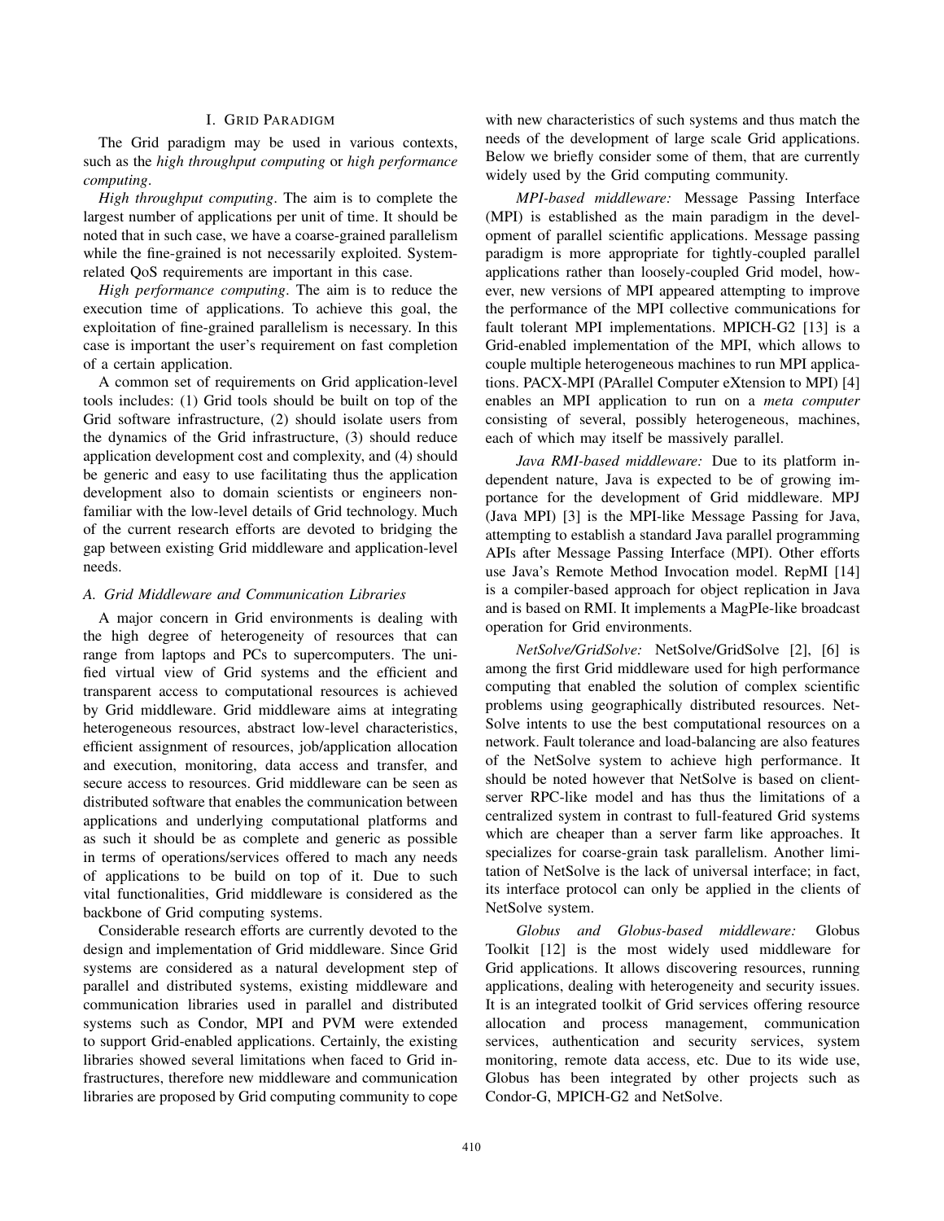# I. Grid Paradigm

The Grid paradigm may be used in various contexts, such as the *high throughput computing* or *high performance computing*.

*High throughput computing*. The aim is to complete the largest number of applications per unit of time. It should be noted that in such case, we have a coarse-grained parallelism while the fine-grained is not necessarily exploited. System-related QoS requirements are important in this case.

*High performance computing*. The aim is to reduce the execution time of applications. To achieve this goal, the exploitation of fine-grained parallelism is necessary. In this case is important the user's requirement on fast completion of a certain application.

A common set of requirements on Grid application-level tools includes: (1) Grid tools should be built on top of the Grid software infrastructure, (2) should isolate users from the dynamics of the Grid infrastructure, (3) should reduce application development cost and complexity, and (4) should be generic and easy to use facilitating thus the application development also to domain scientists or engineers non-familiar with the low-level details of Grid technology. Much of the current research efforts are devoted to bridging the gap between existing Grid middleware and application-level needs.

## A. Grid Middleware and Communication Libraries

A major concern in Grid environments is dealing with the high degree of heterogeneity of resources that can range from laptops and PCs to supercomputers. The unified virtual view of Grid systems and the efficient and transparent access to computational resources is achieved by Grid middleware. Grid middleware aims at integrating heterogeneous resources, abstract low-level characteristics, efficient assignment of resources, job/application allocation and execution, monitoring, data access and transfer, and secure access to resources. Grid middleware can be seen as distributed software that enables the communication between applications and underlying computational platforms and as such it should be as complete and generic as possible in terms of operations/services offered to mach any needs of applications to be build on top of it. Due to such vital functionalities, Grid middleware is considered as the backbone of Grid computing systems.

Considerable research efforts are currently devoted to the design and implementation of Grid middleware. Since Grid systems are considered as a natural development step of parallel and distributed systems, existing middleware and communication libraries used in parallel and distributed systems such as Condor, MPI and PVM were extended to support Grid-enabled applications. Certainly, the existing libraries showed several limitations when faced to Grid infrastructures, therefore new middleware and communication libraries are proposed by Grid computing community to cope with new characteristics of such systems and thus match the needs of the development of large scale Grid applications. Below we briefly consider some of them, that are currently widely used by the Grid computing community.

*MPI-based middleware:* Message Passing Interface (MPI) is established as the main paradigm in the development of parallel scientific applications. Message passing paradigm is more appropriate for tightly-coupled parallel applications rather than loosely-coupled Grid model, however, new versions of MPI appeared attempting to improve the performance of the MPI collective communications for fault tolerant MPI implementations. MPICH-G2 [13] is a Grid-enabled implementation of the MPI, which allows to couple multiple heterogeneous machines to run MPI applications. PACX-MPI (PArallel Computer eXtension to MPI) [4] enables an MPI application to run on a *meta computer* consisting of several, possibly heterogeneous, machines, each of which may itself be massively parallel.

*Java RMI-based middleware:* Due to its platform independent nature, Java is expected to be of growing importance for the development of Grid middleware. MPJ (Java MPI) [3] is the MPI-like Message Passing for Java, attempting to establish a standard Java parallel programming APIs after Message Passing Interface (MPI). Other efforts use Java's Remote Method Invocation model. RepMI [14] is a compiler-based approach for object replication in Java and is based on RMI. It implements a MagPIe-like broadcast operation for Grid environments.

*NetSolve/GridSolve:* NetSolve/GridSolve [2], [6] is among the first Grid middleware used for high performance computing that enabled the solution of complex scientific problems using geographically distributed resources. NetSolve intents to use the best computational resources on a network. Fault tolerance and load-balancing are also features of the NetSolve system to achieve high performance. It should be noted however that NetSolve is based on client-server RPC-like model and has thus the limitations of a centralized system in contrast to full-featured Grid systems which are cheaper than a server farm like approaches. It specializes for coarse-grain task parallelism. Another limitation of NetSolve is the lack of universal interface; in fact, its interface protocol can only be applied in the clients of NetSolve system.

*Globus and Globus-based middleware:* Globus Toolkit [12] is the most widely used middleware for Grid applications. It allows discovering resources, running applications, dealing with heterogeneity and security issues. It is an integrated toolkit of Grid services offering resource allocation and process management, communication services, authentication and security services, system monitoring, remote data access, etc. Due to its wide use, Globus has been integrated by other projects such as Condor-G, MPICH-G2 and NetSolve.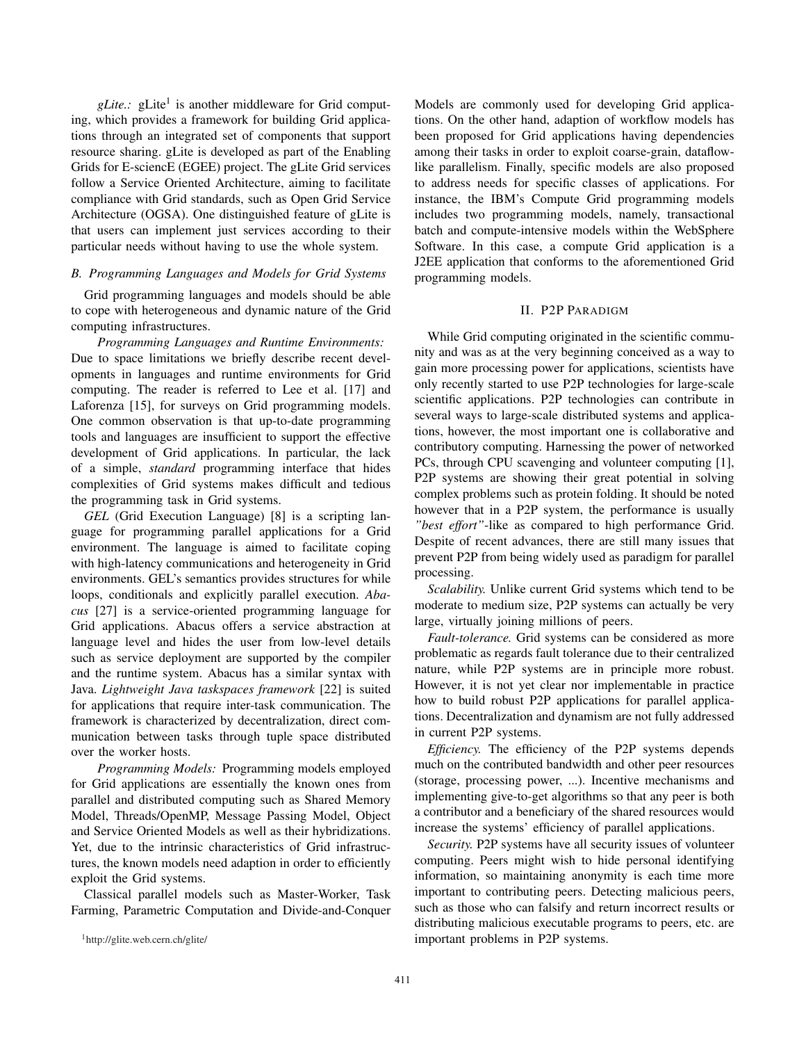*gLite.:* gLite[1] is another middleware for Grid computing, which provides a framework for building Grid applications through an integrated set of components that support resource sharing. gLite is developed as part of the Enabling Grids for E-sciencE (EGEE) project. The gLite Grid services follow a Service Oriented Architecture, aiming to facilitate compliance with Grid standards, such as Open Grid Service Architecture (OGSA). One distinguished feature of gLite is that users can implement just services according to their particular needs without having to use the whole system.

### B. Programming Languages and Models for Grid Systems

Grid programming languages and models should be able to cope with heterogeneous and dynamic nature of the Grid computing infrastructures.

*Programming Languages and Runtime Environments:* Due to space limitations we briefly describe recent developments in languages and runtime environments for Grid computing. The reader is referred to Lee et al. [17] and Laforenza [15], for surveys on Grid programming models. One common observation is that up-to-date programming tools and languages are insufficient to support the effective development of Grid applications. In particular, the lack of a simple, *standard* programming interface that hides complexities of Grid systems makes difficult and tedious the programming task in Grid systems.

*GEL* (Grid Execution Language) [8] is a scripting language for programming parallel applications for a Grid environment. The language is aimed to facilitate coping with high-latency communications and heterogeneity in Grid environments. GEL's semantics provides structures for while loops, conditionals and explicitly parallel execution. *Abacus* [27] is a service-oriented programming language for Grid applications. Abacus offers a service abstraction at language level and hides the user from low-level details such as service deployment are supported by the compiler and the runtime system. Abacus has a similar syntax with Java. *Lightweight Java taskspaces framework* [22] is suited for applications that require inter-task communication. The framework is characterized by decentralization, direct communication between tasks through tuple space distributed over the worker hosts.

*Programming Models:* Programming models employed for Grid applications are essentially the known ones from parallel and distributed computing such as Shared Memory Model, Threads/OpenMP, Message Passing Model, Object and Service Oriented Models as well as their hybridizations. Yet, due to the intrinsic characteristics of Grid infrastructures, the known models need adaption in order to efficiently exploit the Grid systems.

Classical parallel models such as Master-Worker, Task Farming, Parametric Computation and Divide-and-Conquer Models are commonly used for developing Grid applications. On the other hand, adaption of workflow models has been proposed for Grid applications having dependencies among their tasks in order to exploit coarse-grain, dataflow-like parallelism. Finally, specific models are also proposed to address needs for specific classes of applications. For instance, the IBM's Compute Grid programming models includes two programming models, namely, transactional batch and compute-intensive models within the WebSphere Software. In this case, a compute Grid application is a J2EE application that conforms to the aforementioned Grid programming models.

[1] http://glite.web.cern.ch/glite/

## II. P2P Paradigm

While Grid computing originated in the scientific community and was as at the very beginning conceived as a way to gain more processing power for applications, scientists have only recently started to use P2P technologies for large-scale scientific applications. P2P technologies can contribute in several ways to large-scale distributed systems and applications, however, the most important one is collaborative and contributory computing. Harnessing the power of networked PCs, through CPU scavenging and volunteer computing [1], P2P systems are showing their great potential in solving complex problems such as protein folding. It should be noted however that in a P2P system, the performance is usually *"best effort"*-like as compared to high performance Grid. Despite of recent advances, there are still many issues that prevent P2P from being widely used as paradigm for parallel processing.

*Scalability.* Unlike current Grid systems which tend to be moderate to medium size, P2P systems can actually be very large, virtually joining millions of peers.

*Fault-tolerance.* Grid systems can be considered as more problematic as regards fault tolerance due to their centralized nature, while P2P systems are in principle more robust. However, it is not yet clear nor implementable in practice how to build robust P2P applications for parallel applications. Decentralization and dynamism are not fully addressed in current P2P systems.

*Efficiency.* The efficiency of the P2P systems depends much on the contributed bandwidth and other peer resources (storage, processing power, ...). Incentive mechanisms and implementing give-to-get algorithms so that any peer is both a contributor and a beneficiary of the shared resources would increase the systems' efficiency of parallel applications.

*Security.* P2P systems have all security issues of volunteer computing. Peers might wish to hide personal identifying information, so maintaining anonymity is each time more important to contributing peers. Detecting malicious peers, such as those who can falsify and return incorrect results or distributing malicious executable programs to peers, etc. are important problems in P2P systems.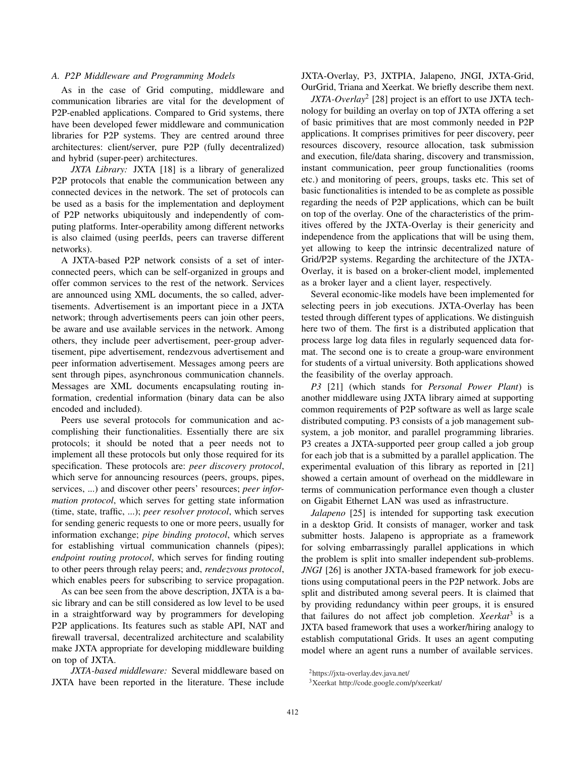### A. P2P Middleware and Programming Models

As in the case of Grid computing, middleware and communication libraries are vital for the development of P2P-enabled applications. Compared to Grid systems, there have been developed fewer middleware and communication libraries for P2P systems. They are centred around three architectures: client/server, pure P2P (fully decentralized) and hybrid (super-peer) architectures.

*JXTA Library:* JXTA [18] is a library of generalized P2P protocols that enable the communication between any connected devices in the network. The set of protocols can be used as a basis for the implementation and deployment of P2P networks ubiquitously and independently of computing platforms. Inter-operability among different networks is also claimed (using peerIds, peers can traverse different networks).

A JXTA-based P2P network consists of a set of interconnected peers, which can be self-organized in groups and offer common services to the rest of the network. Services are announced using XML documents, the so called, advertisements. Advertisement is an important piece in a JXTA network; through advertisements peers can join other peers, be aware and use available services in the network. Among others, they include peer advertisement, peer-group advertisement, pipe advertisement, rendezvous advertisement and peer information advertisement. Messages among peers are sent through pipes, asynchronous communication channels. Messages are XML documents encapsulating routing information, credential information (binary data can be also encoded and included).

Peers use several protocols for communication and accomplishing their functionalities. Essentially there are six protocols; it should be noted that a peer needs not to implement all these protocols but only those required for its specification. These protocols are: *peer discovery protocol*, which serve for announcing resources (peers, groups, pipes, services, ...) and discover other peers' resources; *peer information protocol*, which serves for getting state information (time, state, traffic, ...); *peer resolver protocol*, which serves for sending generic requests to one or more peers, usually for information exchange; *pipe binding protocol*, which serves for establishing virtual communication channels (pipes); *endpoint routing protocol*, which serves for finding routing to other peers through relay peers; and, *rendezvous protocol*, which enables peers for subscribing to service propagation.

As can bee seen from the above description, JXTA is a basic library and can be still considered as low level to be used in a straightforward way by programmers for developing P2P applications. Its features such as stable API, NAT and firewall traversal, decentralized architecture and scalability make JXTA appropriate for developing middleware building on top of JXTA.

*JXTA-based middleware:* Several middleware based on JXTA have been reported in the literature. These include JXTA-Overlay, P3, JXTPIA, Jalapeno, JNGI, JXTA-Grid, OurGrid, Triana and Xeerkat. We briefly describe them next.

*JXTA-Overlay*[2] [28] project is an effort to use JXTA technology for building an overlay on top of JXTA offering a set of basic primitives that are most commonly needed in P2P applications. It comprises primitives for peer discovery, peer resources discovery, resource allocation, task submission and execution, file/data sharing, discovery and transmission, instant communication, peer group functionalities (rooms etc.) and monitoring of peers, groups, tasks etc. This set of basic functionalities is intended to be as complete as possible regarding the needs of P2P applications, which can be built on top of the overlay. One of the characteristics of the primitives offered by the JXTA-Overlay is their genericity and independence from the applications that will be using them, yet allowing to keep the intrinsic decentralized nature of Grid/P2P systems. Regarding the architecture of the JXTA-Overlay, it is based on a broker-client model, implemented as a broker layer and a client layer, respectively.

Several economic-like models have been implemented for selecting peers in job executions. JXTA-Overlay has been tested through different types of applications. We distinguish here two of them. The first is a distributed application that process large log data files in regularly sequenced data format. The second one is to create a group-ware environment for students of a virtual university. Both applications showed the feasibility of the overlay approach.

*P3* [21] (which stands for *Personal Power Plant*) is another middleware using JXTA library aimed at supporting common requirements of P2P software as well as large scale distributed computing. P3 consists of a job management subsystem, a job monitor, and parallel programming libraries. P3 creates a JXTA-supported peer group called a job group for each job that is a submitted by a parallel application. The experimental evaluation of this library as reported in [21] showed a certain amount of overhead on the middleware in terms of communication performance even though a cluster on Gigabit Ethernet LAN was used as infrastructure.

*Jalapeno* [25] is intended for supporting task execution in a desktop Grid. It consists of manager, worker and task submitter hosts. Jalapeno is appropriate as a framework for solving embarrassingly parallel applications in which the problem is split into smaller independent sub-problems. *JNGI* [26] is another JXTA-based framework for job executions using computational peers in the P2P network. Jobs are split and distributed among several peers. It is claimed that by providing redundancy within peer groups, it is ensured that failures do not affect job completion. *Xeerkat*[3] is a JXTA based framework that uses a worker/hiring analogy to establish computational Grids. It uses an agent computing model where an agent runs a number of available services.

[2] https://jxta-overlay.dev.java.net/

[3] Xeerkat http://code.google.com/p/xeerkat/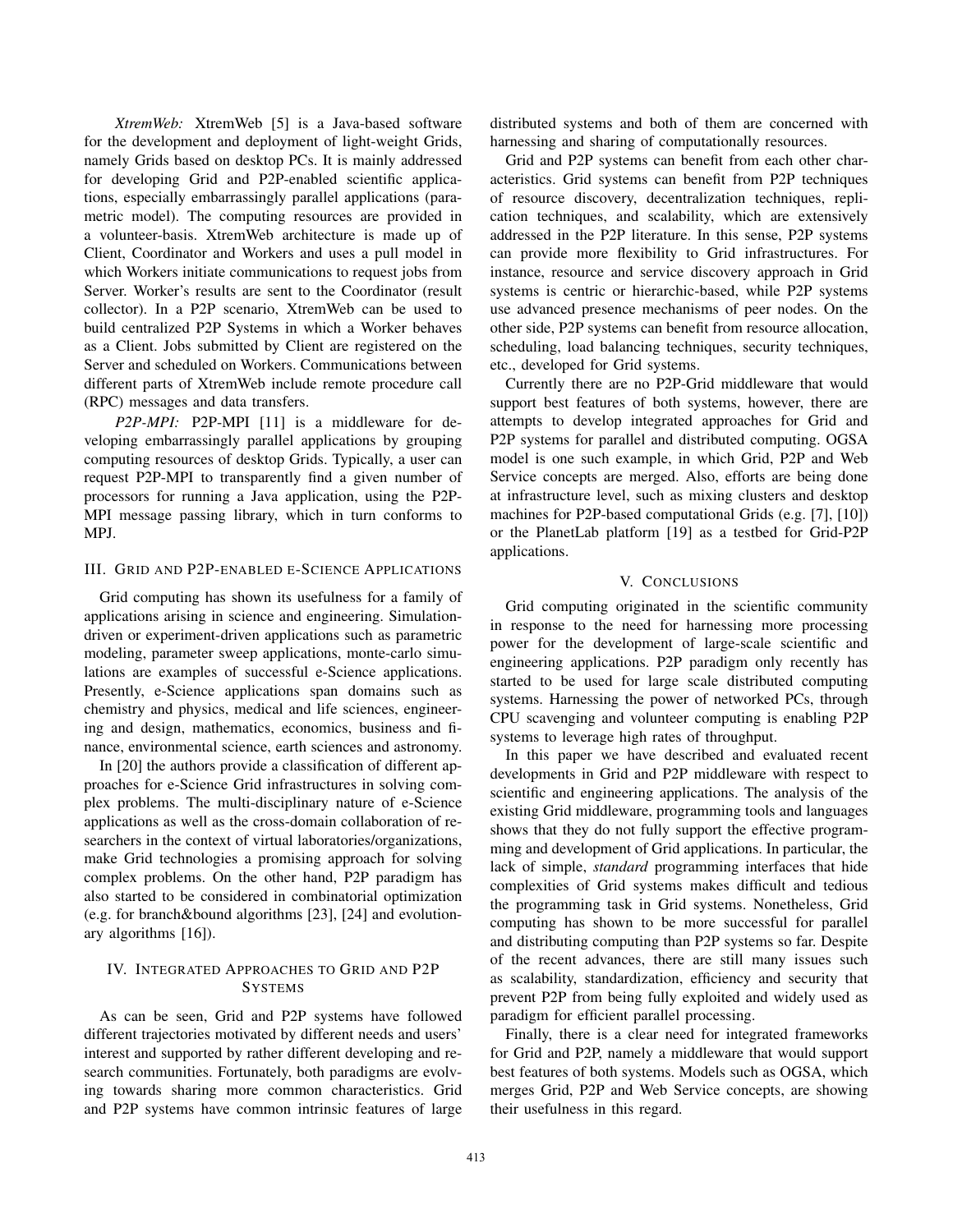*XtremWeb:* XtremWeb [5] is a Java-based software for the development and deployment of light-weight Grids, namely Grids based on desktop PCs. It is mainly addressed for developing Grid and P2P-enabled scientific applications, especially embarrassingly parallel applications (parametric model). The computing resources are provided in a volunteer-basis. XtremWeb architecture is made up of Client, Coordinator and Workers and uses a pull model in which Workers initiate communications to request jobs from Server. Worker's results are sent to the Coordinator (result collector). In a P2P scenario, XtremWeb can be used to build centralized P2P Systems in which a Worker behaves as a Client. Jobs submitted by Client are registered on the Server and scheduled on Workers. Communications between different parts of XtremWeb include remote procedure call (RPC) messages and data transfers.

*P2P-MPI:* P2P-MPI [11] is a middleware for developing embarrassingly parallel applications by grouping computing resources of desktop Grids. Typically, a user can request P2P-MPI to transparently find a given number of processors for running a Java application, using the P2P-MPI message passing library, which in turn conforms to MPJ.

## III. Grid and P2P-enabled e-Science Applications

Grid computing has shown its usefulness for a family of applications arising in science and engineering. Simulation-driven or experiment-driven applications such as parametric modeling, parameter sweep applications, monte-carlo simulations are examples of successful e-Science applications. Presently, e-Science applications span domains such as chemistry and physics, medical and life sciences, engineering and design, mathematics, economics, business and finance, environmental science, earth sciences and astronomy.

In [20] the authors provide a classification of different approaches for e-Science Grid infrastructures in solving complex problems. The multi-disciplinary nature of e-Science applications as well as the cross-domain collaboration of researchers in the context of virtual laboratories/organizations, make Grid technologies a promising approach for solving complex problems. On the other hand, P2P paradigm has also started to be considered in combinatorial optimization (e.g. for branch&bound algorithms [23], [24] and evolutionary algorithms [16]).

## IV. Integrated Approaches to Grid and P2P Systems

As can be seen, Grid and P2P systems have followed different trajectories motivated by different needs and users' interest and supported by rather different developing and research communities. Fortunately, both paradigms are evolving towards sharing more common characteristics. Grid and P2P systems have common intrinsic features of large distributed systems and both of them are concerned with harnessing and sharing of computationally resources.

Grid and P2P systems can benefit from each other characteristics. Grid systems can benefit from P2P techniques of resource discovery, decentralization techniques, replication techniques, and scalability, which are extensively addressed in the P2P literature. In this sense, P2P systems can provide more flexibility to Grid infrastructures. For instance, resource and service discovery approach in Grid systems is centric or hierarchic-based, while P2P systems use advanced presence mechanisms of peer nodes. On the other side, P2P systems can benefit from resource allocation, scheduling, load balancing techniques, security techniques, etc., developed for Grid systems.

Currently there are no P2P-Grid middleware that would support best features of both systems, however, there are attempts to develop integrated approaches for Grid and P2P systems for parallel and distributed computing. OGSA model is one such example, in which Grid, P2P and Web Service concepts are merged. Also, efforts are being done at infrastructure level, such as mixing clusters and desktop machines for P2P-based computational Grids (e.g. [7], [10]) or the PlanetLab platform [19] as a testbed for Grid-P2P applications.

## V. Conclusions

Grid computing originated in the scientific community in response to the need for harnessing more processing power for the development of large-scale scientific and engineering applications. P2P paradigm only recently has started to be used for large scale distributed computing systems. Harnessing the power of networked PCs, through CPU scavenging and volunteer computing is enabling P2P systems to leverage high rates of throughput.

In this paper we have described and evaluated recent developments in Grid and P2P middleware with respect to scientific and engineering applications. The analysis of the existing Grid middleware, programming tools and languages shows that they do not fully support the effective programming and development of Grid applications. In particular, the lack of simple, *standard* programming interfaces that hide complexities of Grid systems makes difficult and tedious the programming task in Grid systems. Nonetheless, Grid computing has shown to be more successful for parallel and distributing computing than P2P systems so far. Despite of the recent advances, there are still many issues such as scalability, standardization, efficiency and security that prevent P2P from being fully exploited and widely used as paradigm for efficient parallel processing.

Finally, there is a clear need for integrated frameworks for Grid and P2P, namely a middleware that would support best features of both systems. Models such as OGSA, which merges Grid, P2P and Web Service concepts, are showing their usefulness in this regard.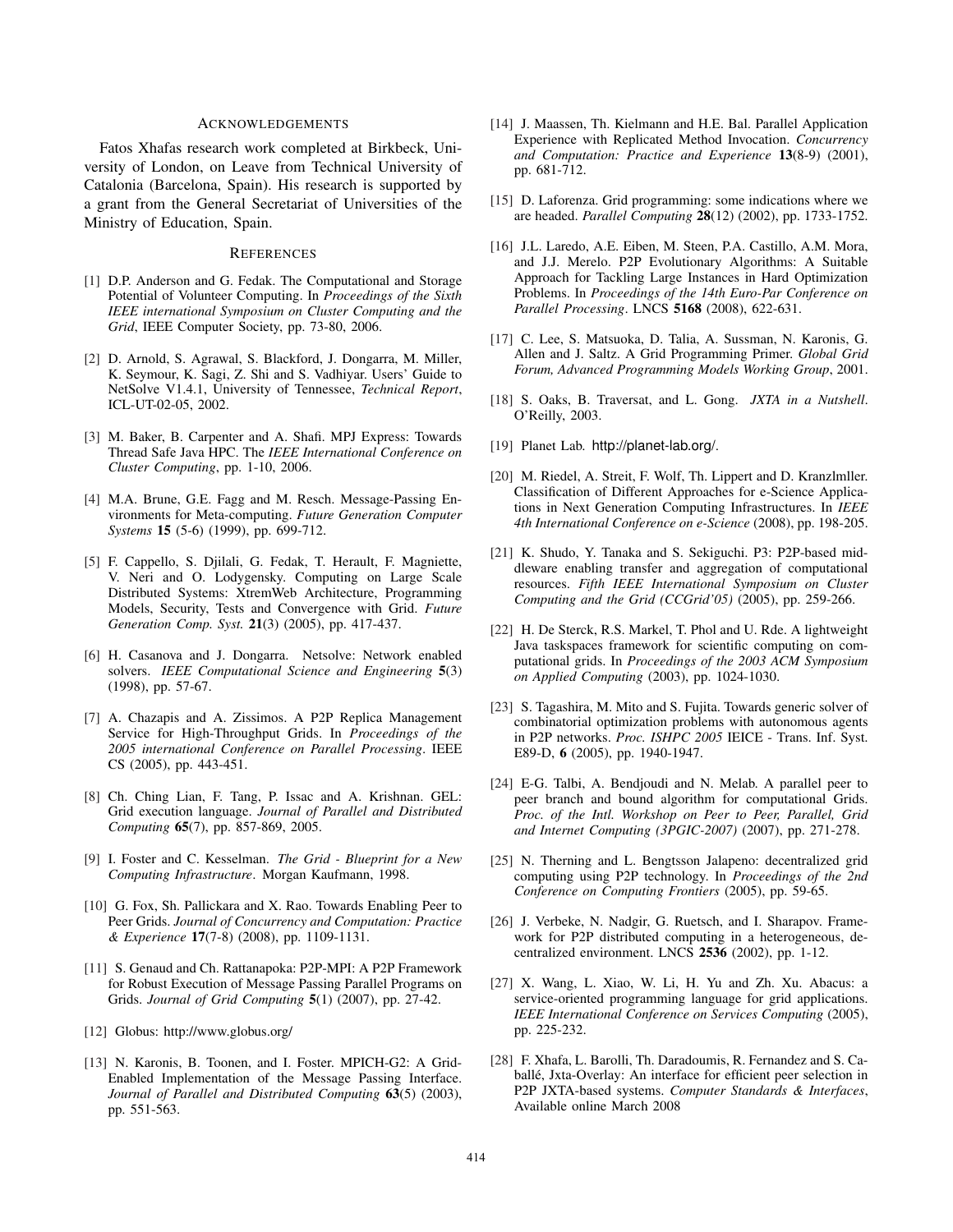## ACKNOWLEDGEMENTS

Fatos Xhafas research work completed at Birkbeck, University of London, on Leave from Technical University of Catalonia (Barcelona, Spain). His research is supported by a grant from the General Secretariat of Universities of the Ministry of Education, Spain.

## REFERENCES

[1] D.P. Anderson and G. Fedak. The Computational and Storage Potential of Volunteer Computing. In *Proceedings of the Sixth IEEE international Symposium on Cluster Computing and the Grid*, IEEE Computer Society, pp. 73-80, 2006.

[2] D. Arnold, S. Agrawal, S. Blackford, J. Dongarra, M. Miller, K. Seymour, K. Sagi, Z. Shi and S. Vadhiyar. Users' Guide to NetSolve V1.4.1, University of Tennessee, *Technical Report*, ICL-UT-02-05, 2002.

[3] M. Baker, B. Carpenter and A. Shafi. MPJ Express: Towards Thread Safe Java HPC. The *IEEE International Conference on Cluster Computing*, pp. 1-10, 2006.

[4] M.A. Brune, G.E. Fagg and M. Resch. Message-Passing Environments for Meta-computing. *Future Generation Computer Systems* **15** (5-6) (1999), pp. 699-712.

[5] F. Cappello, S. Djilali, G. Fedak, T. Herault, F. Magniette, V. Neri and O. Lodygensky. Computing on Large Scale Distributed Systems: XtremWeb Architecture, Programming Models, Security, Tests and Convergence with Grid. *Future Generation Comp. Syst.* **21**(3) (2005), pp. 417-437.

[6] H. Casanova and J. Dongarra. Netsolve: Network enabled solvers. *IEEE Computational Science and Engineering* **5**(3) (1998), pp. 57-67.

[7] A. Chazapis and A. Zissimos. A P2P Replica Management Service for High-Throughput Grids. In *Proceedings of the 2005 international Conference on Parallel Processing*. IEEE CS (2005), pp. 443-451.

[8] Ch. Ching Lian, F. Tang, P. Issac and A. Krishnan. GEL: Grid execution language. *Journal of Parallel and Distributed Computing* **65**(7), pp. 857-869, 2005.

[9] I. Foster and C. Kesselman. *The Grid - Blueprint for a New Computing Infrastructure*. Morgan Kaufmann, 1998.

[10] G. Fox, Sh. Pallickara and X. Rao. Towards Enabling Peer to Peer Grids. *Journal of Concurrency and Computation: Practice & Experience* **17**(7-8) (2008), pp. 1109-1131.

[11] S. Genaud and Ch. Rattanapoka: P2P-MPI: A P2P Framework for Robust Execution of Message Passing Parallel Programs on Grids. *Journal of Grid Computing* **5**(1) (2007), pp. 27-42.

[12] Globus: http://www.globus.org/

[13] N. Karonis, B. Toonen, and I. Foster. MPICH-G2: A Grid-Enabled Implementation of the Message Passing Interface. *Journal of Parallel and Distributed Computing* **63**(5) (2003), pp. 551-563.

[14] J. Maassen, Th. Kielmann and H.E. Bal. Parallel Application Experience with Replicated Method Invocation. *Concurrency and Computation: Practice and Experience* **13**(8-9) (2001), pp. 681-712.

[15] D. Laforenza. Grid programming: some indications where we are headed. *Parallel Computing* **28**(12) (2002), pp. 1733-1752.

[16] J.L. Laredo, A.E. Eiben, M. Steen, P.A. Castillo, A.M. Mora, and J.J. Merelo. P2P Evolutionary Algorithms: A Suitable Approach for Tackling Large Instances in Hard Optimization Problems. In *Proceedings of the 14th Euro-Par Conference on Parallel Processing*. LNCS **5168** (2008), 622-631.

[17] C. Lee, S. Matsuoka, D. Talia, A. Sussman, N. Karonis, G. Allen and J. Saltz. A Grid Programming Primer. *Global Grid Forum, Advanced Programming Models Working Group*, 2001.

[18] S. Oaks, B. Traversat, and L. Gong. *JXTA in a Nutshell*. O'Reilly, 2003.

[19] Planet Lab. http://planet-lab.org/.

[20] M. Riedel, A. Streit, F. Wolf, Th. Lippert and D. Kranzlmller. Classification of Different Approaches for e-Science Applications in Next Generation Computing Infrastructures. In *IEEE 4th International Conference on e-Science* (2008), pp. 198-205.

[21] K. Shudo, Y. Tanaka and S. Sekiguchi. P3: P2P-based middleware enabling transfer and aggregation of computational resources. *Fifth IEEE International Symposium on Cluster Computing and the Grid (CCGrid'05)* (2005), pp. 259-266.

[22] H. De Sterck, R.S. Markel, T. Phol and U. Rde. A lightweight Java taskspaces framework for scientific computing on computational grids. In *Proceedings of the 2003 ACM Symposium on Applied Computing* (2003), pp. 1024-1030.

[23] S. Tagashira, M. Mito and S. Fujita. Towards generic solver of combinatorial optimization problems with autonomous agents in P2P networks. *Proc. ISHPC 2005* IEICE - Trans. Inf. Syst. E89-D, **6** (2005), pp. 1940-1947.

[24] E-G. Talbi, A. Bendjoudi and N. Melab. A parallel peer to peer branch and bound algorithm for computational Grids. *Proc. of the Intl. Workshop on Peer to Peer, Parallel, Grid and Internet Computing (3PGIC-2007)* (2007), pp. 271-278.

[25] N. Therning and L. Bengtsson Jalapeno: decentralized grid computing using P2P technology. In *Proceedings of the 2nd Conference on Computing Frontiers* (2005), pp. 59-65.

[26] J. Verbeke, N. Nadgir, G. Ruetsch, and I. Sharapov. Framework for P2P distributed computing in a heterogeneous, decentralized environment. LNCS **2536** (2002), pp. 1-12.

[27] X. Wang, L. Xiao, W. Li, H. Yu and Zh. Xu. Abacus: a service-oriented programming language for grid applications. *IEEE International Conference on Services Computing* (2005), pp. 225-232.

[28] F. Xhafa, L. Barolli, Th. Daradoumis, R. Fernandez and S. Caballé, Jxta-Overlay: An interface for efficient peer selection in P2P JXTA-based systems. *Computer Standards & Interfaces*, Available online March 2008